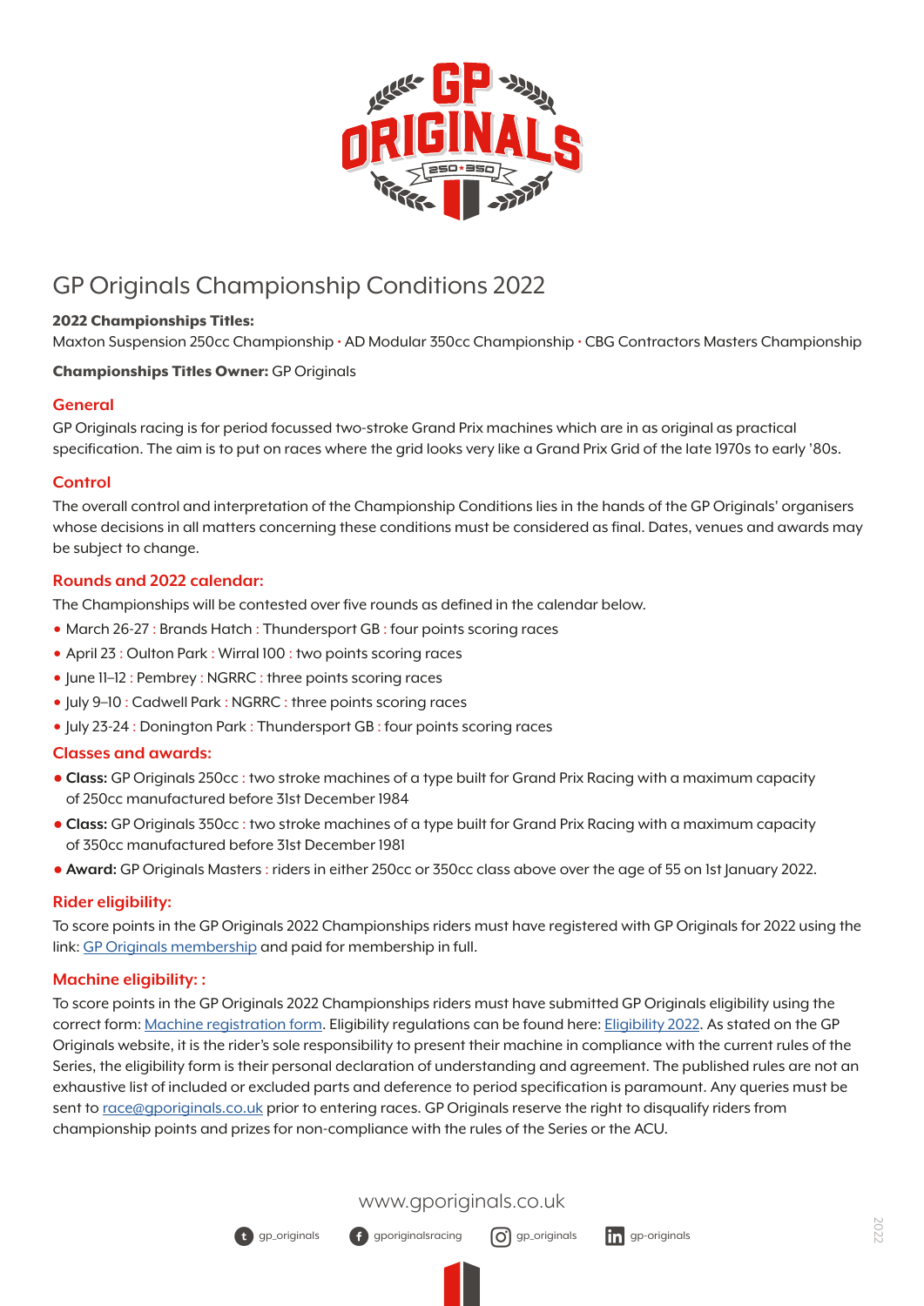# GP Originals Championship Conditions 2022

**2022 Championships Titles:**
Maxton Suspension 250cc Championship · AD Modular 350cc Championship · CBG Contractors Masters Championship

**Championships Titles Owner:** GP Originals

## General

GP Originals racing is for period focussed two-stroke Grand Prix machines which are in as original as practical specification. The aim is to put on races where the grid looks very like a Grand Prix Grid of the late 1970s to early '80s.

## Control

The overall control and interpretation of the Championship Conditions lies in the hands of the GP Originals' organisers whose decisions in all matters concerning these conditions must be considered as final. Dates, venues and awards may be subject to change.

## Rounds and 2022 calendar:

The Championships will be contested over five rounds as defined in the calendar below.

- March 26-27 : Brands Hatch : Thundersport GB : four points scoring races
- April 23 : Oulton Park : Wirral 100 : two points scoring races
- June 11–12 : Pembrey : NGRRC : three points scoring races
- July 9–10 : Cadwell Park : NGRRC : three points scoring races
- July 23-24 : Donington Park : Thundersport GB : four points scoring races

## Classes and awards:

- **Class:** GP Originals 250cc : two stroke machines of a type built for Grand Prix Racing with a maximum capacity of 250cc manufactured before 31st December 1984
- **Class:** GP Originals 350cc : two stroke machines of a type built for Grand Prix Racing with a maximum capacity of 350cc manufactured before 31st December 1981
- **Award:** GP Originals Masters : riders in either 250cc or 350cc class above over the age of 55 on 1st January 2022.

## Rider eligibility:

To score points in the GP Originals 2022 Championships riders must have registered with GP Originals for 2022 using the link: GP Originals membership and paid for membership in full.

## Machine eligibility: :

To score points in the GP Originals 2022 Championships riders must have submitted GP Originals eligibility using the correct form: Machine registration form. Eligibility regulations can be found here: Eligibility 2022. As stated on the GP Originals website, it is the rider's sole responsibility to present their machine in compliance with the current rules of the Series, the eligibility form is their personal declaration of understanding and agreement. The published rules are not an exhaustive list of included or excluded parts and deference to period specification is paramount. Any queries must be sent to race@gporiginals.co.uk prior to entering races. GP Originals reserve the right to disqualify riders from championship points and prizes for non-compliance with the rules of the Series or the ACU.

www.gporiginals.co.uk

gp_originals · gporiginalsracing · gp_originals · gp-originals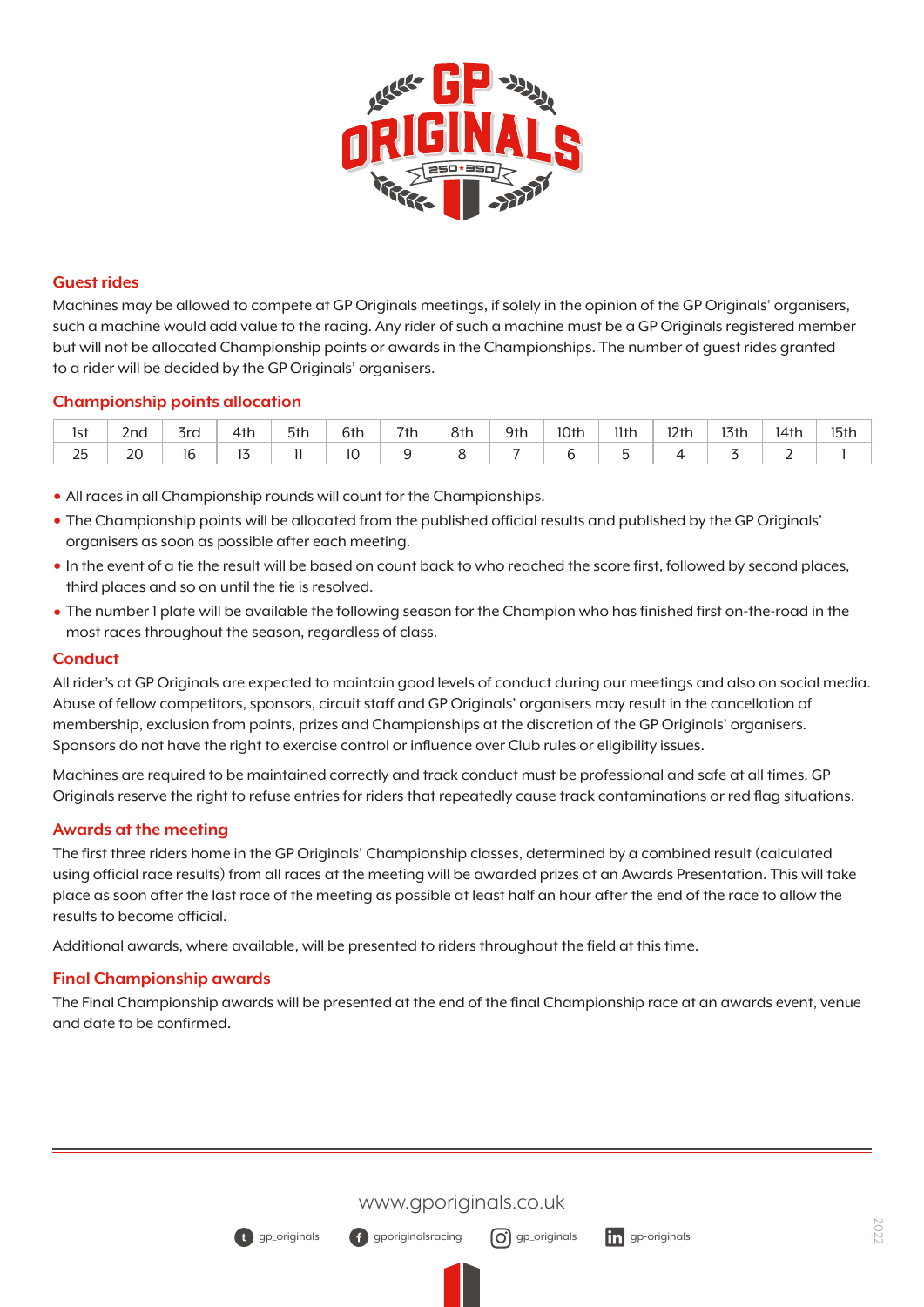## Guest rides

Machines may be allowed to compete at GP Originals meetings, if solely in the opinion of the GP Originals' organisers, such a machine would add value to the racing. Any rider of such a machine must be a GP Originals registered member but will not be allocated Championship points or awards in the Championships. The number of guest rides granted to a rider will be decided by the GP Originals' organisers.

## Championship points allocation

| 1st | 2nd | 3rd | 4th | 5th | 6th | 7th | 8th | 9th | 10th | 11th | 12th | 13th | 14th | 15th |
|---|---|---|---|---|---|---|---|---|---|---|---|---|---|---|
| 25 | 20 | 16 | 13 | 11 | 10 | 9 | 8 | 7 | 6 | 5 | 4 | 3 | 2 | 1 |

- All races in all Championship rounds will count for the Championships.
- The Championship points will be allocated from the published official results and published by the GP Originals' organisers as soon as possible after each meeting.
- In the event of a tie the result will be based on count back to who reached the score first, followed by second places, third places and so on until the tie is resolved.
- The number 1 plate will be available the following season for the Champion who has finished first on-the-road in the most races throughout the season, regardless of class.

## Conduct

All rider's at GP Originals are expected to maintain good levels of conduct during our meetings and also on social media. Abuse of fellow competitors, sponsors, circuit staff and GP Originals' organisers may result in the cancellation of membership, exclusion from points, prizes and Championships at the discretion of the GP Originals' organisers. Sponsors do not have the right to exercise control or influence over Club rules or eligibility issues.

Machines are required to be maintained correctly and track conduct must be professional and safe at all times. GP Originals reserve the right to refuse entries for riders that repeatedly cause track contaminations or red flag situations.

## Awards at the meeting

The first three riders home in the GP Originals' Championship classes, determined by a combined result (calculated using official race results) from all races at the meeting will be awarded prizes at an Awards Presentation. This will take place as soon after the last race of the meeting as possible at least half an hour after the end of the race to allow the results to become official.

Additional awards, where available, will be presented to riders throughout the field at this time.

## Final Championship awards

The Final Championship awards will be presented at the end of the final Championship race at an awards event, venue and date to be confirmed.

www.gporiginals.co.uk

gp_originals gporiginalsracing gp_originals gp-originals